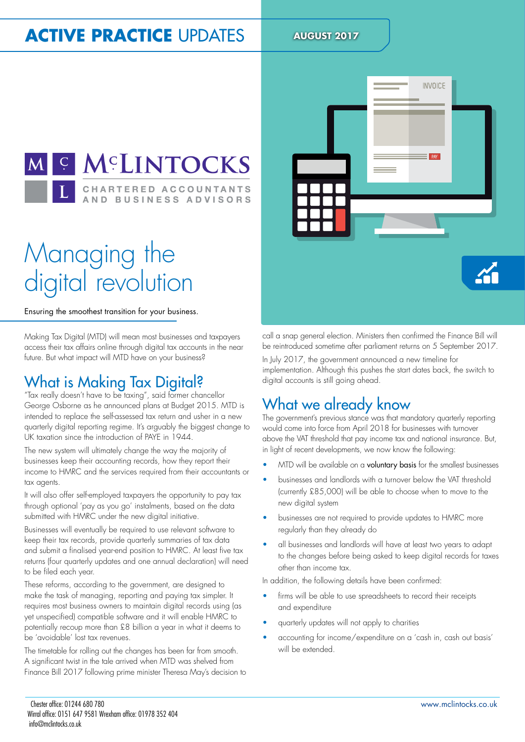**ACTIVE PRACTICE** UPDATES

AUGUST 2017

McLINTOCKS
CHARTERED ACCOUNTANTS AND BUSINESS ADVISORS

# Managing the digital revolution

Ensuring the smoothest transition for your business.

Making Tax Digital (MTD) will mean most businesses and taxpayers access their tax affairs online through digital tax accounts in the near future. But what impact will MTD have on your business?

## What is Making Tax Digital?

"Tax really doesn't have to be taxing", said former chancellor George Osborne as he announced plans at Budget 2015. MTD is intended to replace the self-assessed tax return and usher in a new quarterly digital reporting regime. It's arguably the biggest change to UK taxation since the introduction of PAYE in 1944.

The new system will ultimately change the way the majority of businesses keep their accounting records, how they report their income to HMRC and the services required from their accountants or tax agents.

It will also offer self-employed taxpayers the opportunity to pay tax through optional 'pay as you go' instalments, based on the data submitted with HMRC under the new digital initiative.

Businesses will eventually be required to use relevant software to keep their tax records, provide quarterly summaries of tax data and submit a finalised year-end position to HMRC. At least five tax returns (four quarterly updates and one annual declaration) will need to be filed each year.

These reforms, according to the government, are designed to make the task of managing, reporting and paying tax simpler. It requires most business owners to maintain digital records using (as yet unspecified) compatible software and it will enable HMRC to potentially recoup more than £8 billion a year in what it deems to be 'avoidable' lost tax revenues.

The timetable for rolling out the changes has been far from smooth. A significant twist in the tale arrived when MTD was shelved from Finance Bill 2017 following prime minister Theresa May's decision to call a snap general election. Ministers then confirmed the Finance Bill will be reintroduced sometime after parliament returns on 5 September 2017.

In July 2017, the government announced a new timeline for implementation. Although this pushes the start dates back, the switch to digital accounts is still going ahead.

## What we already know

The government's previous stance was that mandatory quarterly reporting would come into force from April 2018 for businesses with turnover above the VAT threshold that pay income tax and national insurance. But, in light of recent developments, we now know the following:

- MTD will be available on a voluntary basis for the smallest businesses
- businesses and landlords with a turnover below the VAT threshold (currently £85,000) will be able to choose when to move to the new digital system
- businesses are not required to provide updates to HMRC more regularly than they already do
- all businesses and landlords will have at least two years to adapt to the changes before being asked to keep digital records for taxes other than income tax.

In addition, the following details have been confirmed:

- firms will be able to use spreadsheets to record their receipts and expenditure
- quarterly updates will not apply to charities
- accounting for income/expenditure on a 'cash in, cash out basis' will be extended.

Chester office: 01244 680 780
Wirral office: 0151 647 9581 Wrexham office: 01978 352 404
info@mclintocks.co.uk

www.mclintocks.co.uk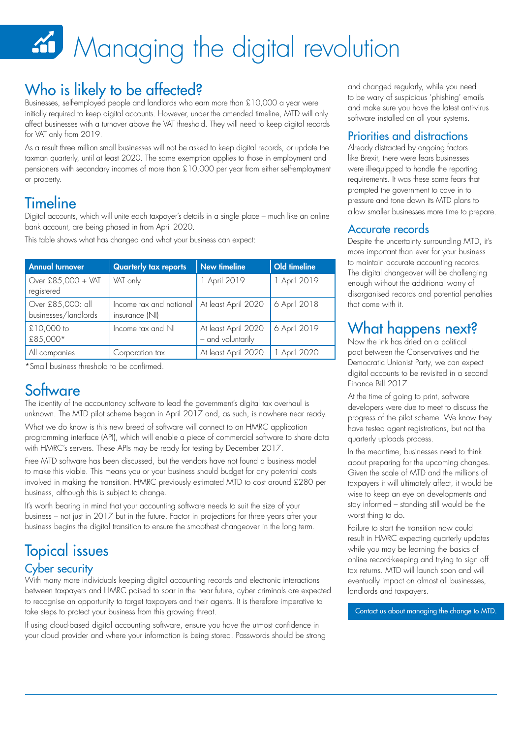# Managing the digital revolution

## Who is likely to be affected?

Businesses, self-employed people and landlords who earn more than £10,000 a year were initially required to keep digital accounts. However, under the amended timeline, MTD will only affect businesses with a turnover above the VAT threshold. They will need to keep digital records for VAT only from 2019.

As a result three million small businesses will not be asked to keep digital records, or update the taxman quarterly, until at least 2020. The same exemption applies to those in employment and pensioners with secondary incomes of more than £10,000 per year from either self-employment or property.

## Timeline

Digital accounts, which will unite each taxpayer's details in a single place – much like an online bank account, are being phased in from April 2020.

This table shows what has changed and what your business can expect:

| Annual turnover | Quarterly tax reports | New timeline | Old timeline |
|---|---|---|---|
| Over £85,000 + VAT registered | VAT only | 1 April 2019 | 1 April 2019 |
| Over £85,000: all businesses/landlords | Income tax and national insurance (NI) | At least April 2020 | 6 April 2018 |
| £10,000 to £85,000* | Income tax and NI | At least April 2020 – and voluntarily | 6 April 2019 |
| All companies | Corporation tax | At least April 2020 | 1 April 2020 |

*Small business threshold to be confirmed.

## Software

The identity of the accountancy software to lead the government's digital tax overhaul is unknown. The MTD pilot scheme began in April 2017 and, as such, is nowhere near ready.

What we do know is this new breed of software will connect to an HMRC application programming interface (API), which will enable a piece of commercial software to share data with HMRC's servers. These APIs may be ready for testing by December 2017.

Free MTD software has been discussed, but the vendors have not found a business model to make this viable. This means you or your business should budget for any potential costs involved in making the transition. HMRC previously estimated MTD to cost around £280 per business, although this is subject to change.

It's worth bearing in mind that your accounting software needs to suit the size of your business – not just in 2017 but in the future. Factor in projections for three years after your business begins the digital transition to ensure the smoothest changeover in the long term.

## Topical issues

### Cyber security

With many more individuals keeping digital accounting records and electronic interactions between taxpayers and HMRC poised to soar in the near future, cyber criminals are expected to recognise an opportunity to target taxpayers and their agents. It is therefore imperative to take steps to protect your business from this growing threat.

If using cloud-based digital accounting software, ensure you have the utmost confidence in your cloud provider and where your information is being stored. Passwords should be strong and changed regularly, while you need to be wary of suspicious 'phishing' emails and make sure you have the latest anti-virus software installed on all your systems.

### Priorities and distractions

Already distracted by ongoing factors like Brexit, there were fears businesses were ill-equipped to handle the reporting requirements. It was these same fears that prompted the government to cave in to pressure and tone down its MTD plans to allow smaller businesses more time to prepare.

### Accurate records

Despite the uncertainty surrounding MTD, it's more important than ever for your business to maintain accurate accounting records. The digital changeover will be challenging enough without the additional worry of disorganised records and potential penalties that come with it.

## What happens next?

Now the ink has dried on a political pact between the Conservatives and the Democratic Unionist Party, we can expect digital accounts to be revisited in a second Finance Bill 2017.

At the time of going to print, software developers were due to meet to discuss the progress of the pilot scheme. We know they have tested agent registrations, but not the quarterly uploads process.

In the meantime, businesses need to think about preparing for the upcoming changes. Given the scale of MTD and the millions of taxpayers it will ultimately affect, it would be wise to keep an eye on developments and stay informed – standing still would be the worst thing to do.

Failure to start the transition now could result in HMRC expecting quarterly updates while you may be learning the basics of online record-keeping and trying to sign off tax returns. MTD will launch soon and will eventually impact on almost all businesses, landlords and taxpayers.

Contact us about managing the change to MTD.